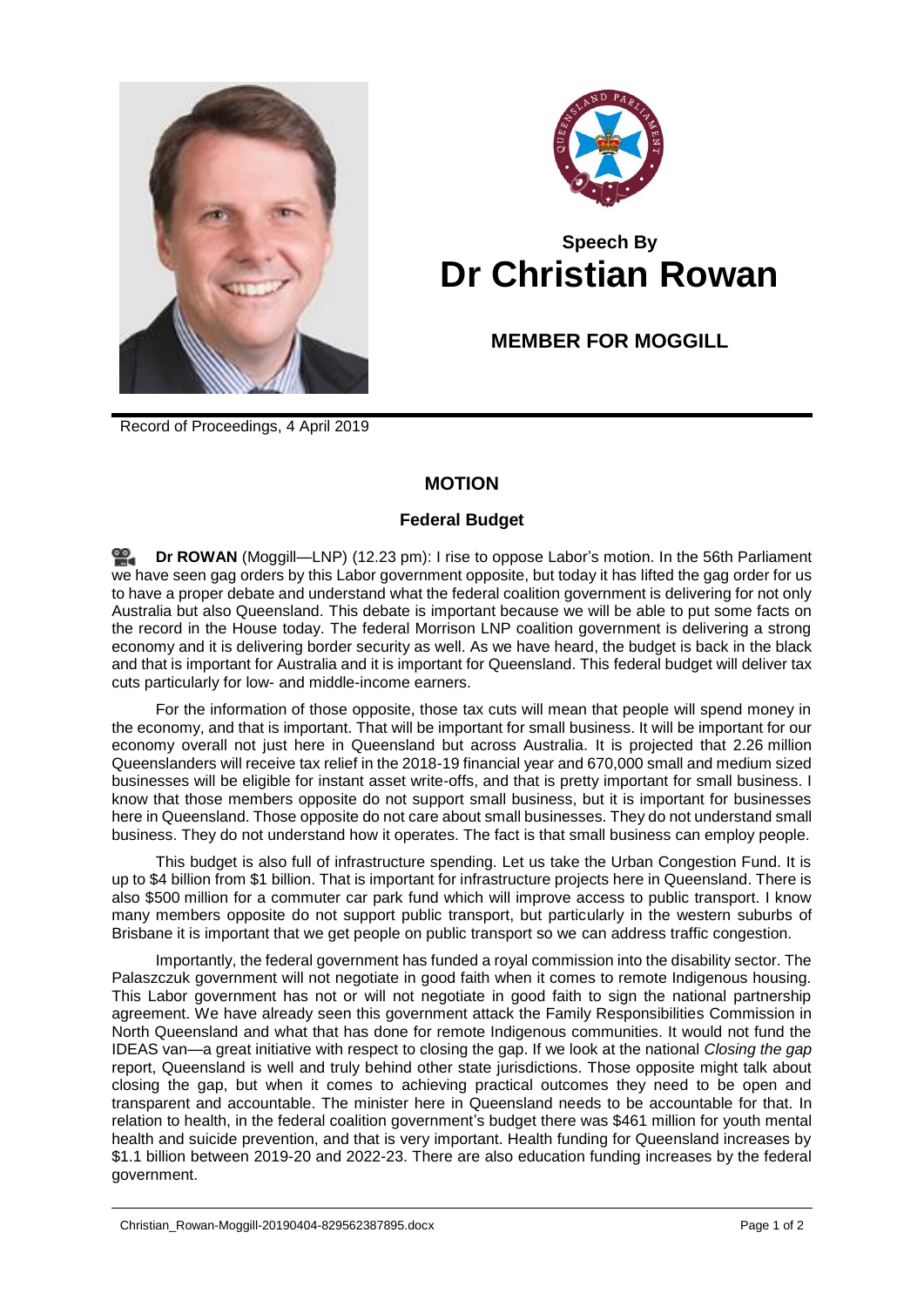Speech By
# Dr Christian Rowan

## MEMBER FOR MOGGILL

Record of Proceedings, 4 April 2019

### MOTION

#### Federal Budget

**Dr ROWAN** (Moggill—LNP) (12.23 pm): I rise to oppose Labor's motion. In the 56th Parliament we have seen gag orders by this Labor government opposite, but today it has lifted the gag order for us to have a proper debate and understand what the federal coalition government is delivering for not only Australia but also Queensland. This debate is important because we will be able to put some facts on the record in the House today. The federal Morrison LNP coalition government is delivering a strong economy and it is delivering border security as well. As we have heard, the budget is back in the black and that is important for Australia and it is important for Queensland. This federal budget will deliver tax cuts particularly for low- and middle-income earners.

For the information of those opposite, those tax cuts will mean that people will spend money in the economy, and that is important. That will be important for small business. It will be important for our economy overall not just here in Queensland but across Australia. It is projected that 2.26 million Queenslanders will receive tax relief in the 2018-19 financial year and 670,000 small and medium sized businesses will be eligible for instant asset write-offs, and that is pretty important for small business. I know that those members opposite do not support small business, but it is important for businesses here in Queensland. Those opposite do not care about small businesses. They do not understand small business. They do not understand how it operates. The fact is that small business can employ people.

This budget is also full of infrastructure spending. Let us take the Urban Congestion Fund. It is up to $4 billion from $1 billion. That is important for infrastructure projects here in Queensland. There is also $500 million for a commuter car park fund which will improve access to public transport. I know many members opposite do not support public transport, but particularly in the western suburbs of Brisbane it is important that we get people on public transport so we can address traffic congestion.

Importantly, the federal government has funded a royal commission into the disability sector. The Palaszczuk government will not negotiate in good faith when it comes to remote Indigenous housing. This Labor government has not or will not negotiate in good faith to sign the national partnership agreement. We have already seen this government attack the Family Responsibilities Commission in North Queensland and what that has done for remote Indigenous communities. It would not fund the IDEAS van—a great initiative with respect to closing the gap. If we look at the national *Closing the gap* report, Queensland is well and truly behind other state jurisdictions. Those opposite might talk about closing the gap, but when it comes to achieving practical outcomes they need to be open and transparent and accountable. The minister here in Queensland needs to be accountable for that. In relation to health, in the federal coalition government's budget there was $461 million for youth mental health and suicide prevention, and that is very important. Health funding for Queensland increases by $1.1 billion between 2019-20 and 2022-23. There are also education funding increases by the federal government.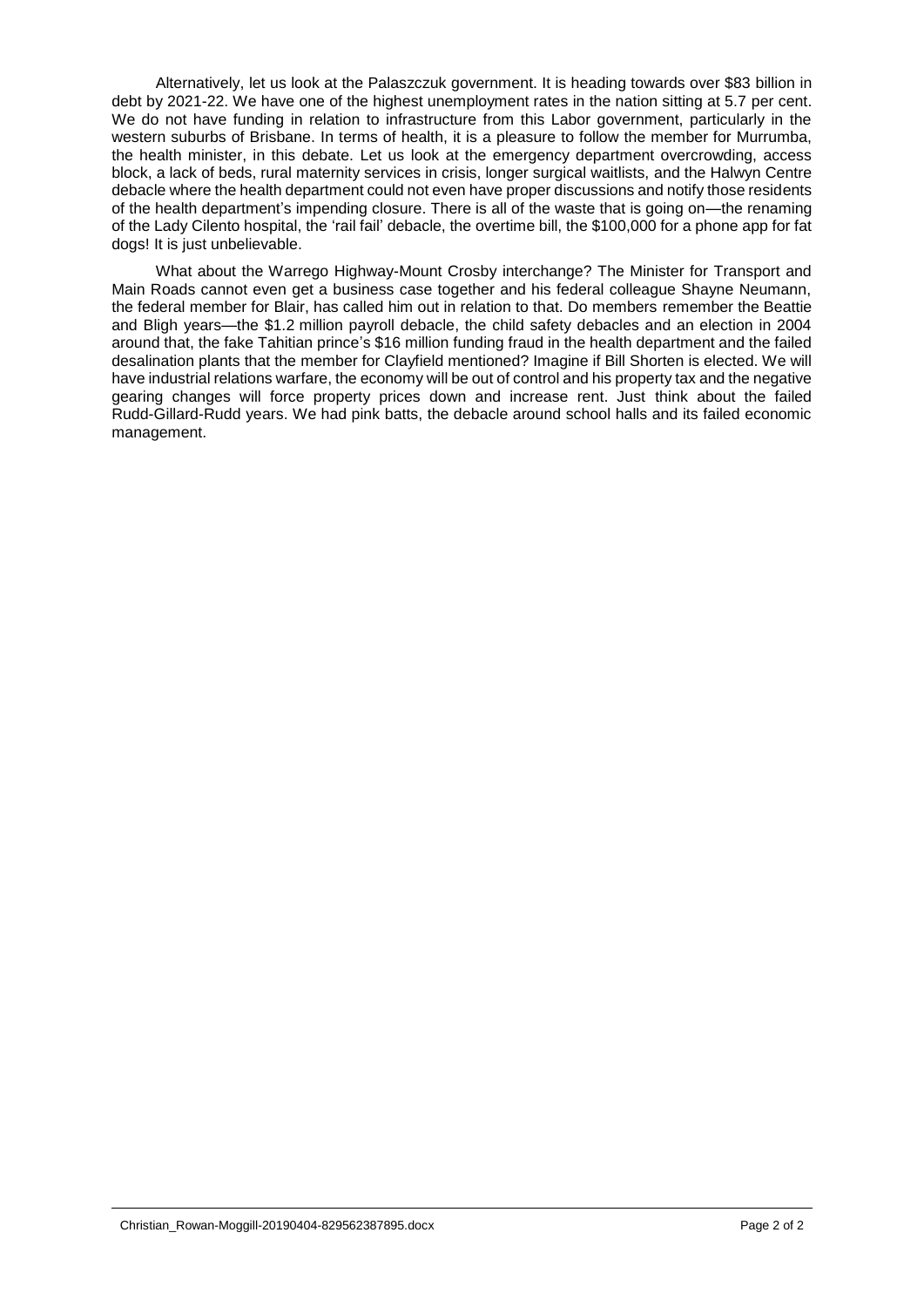Alternatively, let us look at the Palaszczuk government. It is heading towards over $83 billion in debt by 2021-22. We have one of the highest unemployment rates in the nation sitting at 5.7 per cent. We do not have funding in relation to infrastructure from this Labor government, particularly in the western suburbs of Brisbane. In terms of health, it is a pleasure to follow the member for Murrumba, the health minister, in this debate. Let us look at the emergency department overcrowding, access block, a lack of beds, rural maternity services in crisis, longer surgical waitlists, and the Halwyn Centre debacle where the health department could not even have proper discussions and notify those residents of the health department's impending closure. There is all of the waste that is going on—the renaming of the Lady Cilento hospital, the 'rail fail' debacle, the overtime bill, the $100,000 for a phone app for fat dogs! It is just unbelievable.

What about the Warrego Highway-Mount Crosby interchange? The Minister for Transport and Main Roads cannot even get a business case together and his federal colleague Shayne Neumann, the federal member for Blair, has called him out in relation to that. Do members remember the Beattie and Bligh years—the $1.2 million payroll debacle, the child safety debacles and an election in 2004 around that, the fake Tahitian prince's $16 million funding fraud in the health department and the failed desalination plants that the member for Clayfield mentioned? Imagine if Bill Shorten is elected. We will have industrial relations warfare, the economy will be out of control and his property tax and the negative gearing changes will force property prices down and increase rent. Just think about the failed Rudd-Gillard-Rudd years. We had pink batts, the debacle around school halls and its failed economic management.